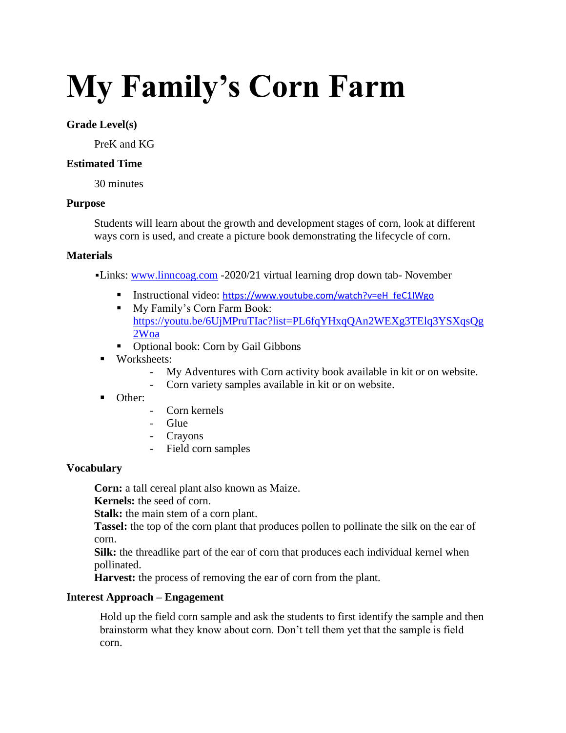# My Family's Corn Farm

**Grade Level(s)**

PreK and KG

**Estimated Time**

30 minutes

**Purpose**

Students will learn about the growth and development stages of corn, look at different ways corn is used, and create a picture book demonstrating the lifecycle of corn.

**Materials**

- Links: [www.linncoag.com](www.linncoag.com) -2020/21 virtual learning drop down tab- November
  - Instructional video: [https://www.youtube.com/watch?v=eH_feC1IWgo](https://www.youtube.com/watch?v=eH_feC1IWgo)
  - My Family's Corn Farm Book: [https://youtu.be/6UjMPruTIac?list=PL6fqYHxqQAn2WEXg3TElq3YSXqsQg2Woa](https://youtu.be/6UjMPruTIac?list=PL6fqYHxqQAn2WEXg3TElq3YSXqsQg2Woa)
  - Optional book: Corn by Gail Gibbons
- Worksheets:
  - My Adventures with Corn activity book available in kit or on website.
  - Corn variety samples available in kit or on website.
- Other:
  - Corn kernels
  - Glue
  - Crayons
  - Field corn samples

**Vocabulary**

**Corn:** a tall cereal plant also known as Maize.
**Kernels:** the seed of corn.
**Stalk:** the main stem of a corn plant.
**Tassel:** the top of the corn plant that produces pollen to pollinate the silk on the ear of corn.
**Silk:** the threadlike part of the ear of corn that produces each individual kernel when pollinated.
**Harvest:** the process of removing the ear of corn from the plant.

**Interest Approach – Engagement**

Hold up the field corn sample and ask the students to first identify the sample and then brainstorm what they know about corn. Don't tell them yet that the sample is field corn.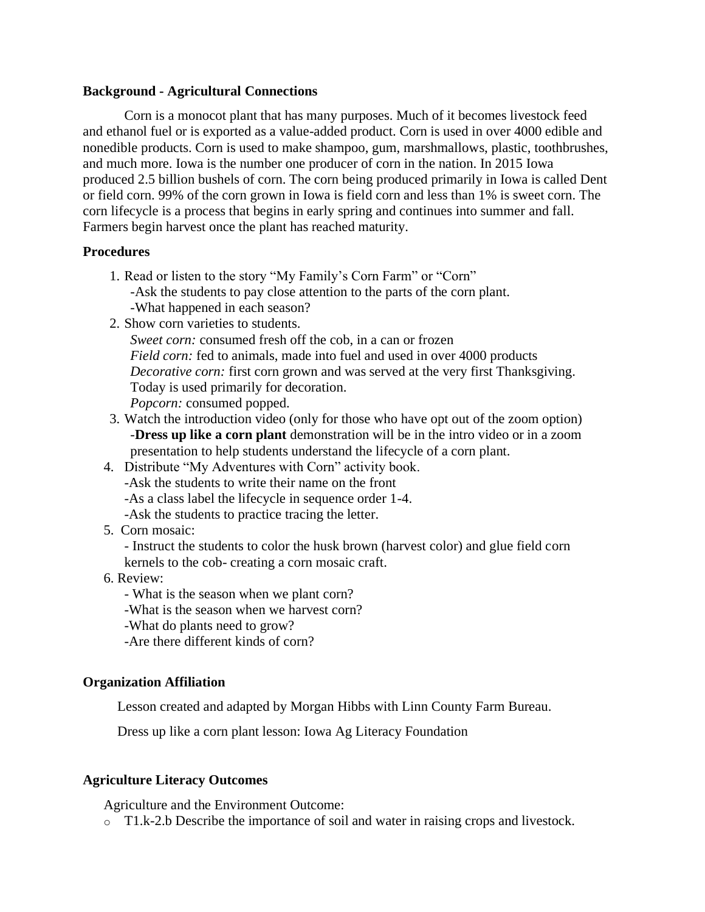**Background - Agricultural Connections**

Corn is a monocot plant that has many purposes. Much of it becomes livestock feed and ethanol fuel or is exported as a value-added product. Corn is used in over 4000 edible and nonedible products. Corn is used to make shampoo, gum, marshmallows, plastic, toothbrushes, and much more. Iowa is the number one producer of corn in the nation. In 2015 Iowa produced 2.5 billion bushels of corn. The corn being produced primarily in Iowa is called Dent or field corn. 99% of the corn grown in Iowa is field corn and less than 1% is sweet corn. The corn lifecycle is a process that begins in early spring and continues into summer and fall. Farmers begin harvest once the plant has reached maturity.

**Procedures**

1. Read or listen to the story "My Family's Corn Farm" or "Corn"
   -Ask the students to pay close attention to the parts of the corn plant.
   -What happened in each season?
2. Show corn varieties to students.
   *Sweet corn:* consumed fresh off the cob, in a can or frozen
   *Field corn:* fed to animals, made into fuel and used in over 4000 products
   *Decorative corn:* first corn grown and was served at the very first Thanksgiving. Today is used primarily for decoration.
   *Popcorn:* consumed popped.
3. Watch the introduction video (only for those who have opt out of the zoom option)
   -**Dress up like a corn plant** demonstration will be in the intro video or in a zoom presentation to help students understand the lifecycle of a corn plant.
4. Distribute "My Adventures with Corn" activity book.
   -Ask the students to write their name on the front
   -As a class label the lifecycle in sequence order 1-4.
   -Ask the students to practice tracing the letter.
5. Corn mosaic:
   - Instruct the students to color the husk brown (harvest color) and glue field corn kernels to the cob- creating a corn mosaic craft.
6. Review:
   - What is the season when we plant corn?
   -What is the season when we harvest corn?
   -What do plants need to grow?
   -Are there different kinds of corn?

**Organization Affiliation**

Lesson created and adapted by Morgan Hibbs with Linn County Farm Bureau.

Dress up like a corn plant lesson: Iowa Ag Literacy Foundation

**Agriculture Literacy Outcomes**

Agriculture and the Environment Outcome:

- T1.k-2.b Describe the importance of soil and water in raising crops and livestock.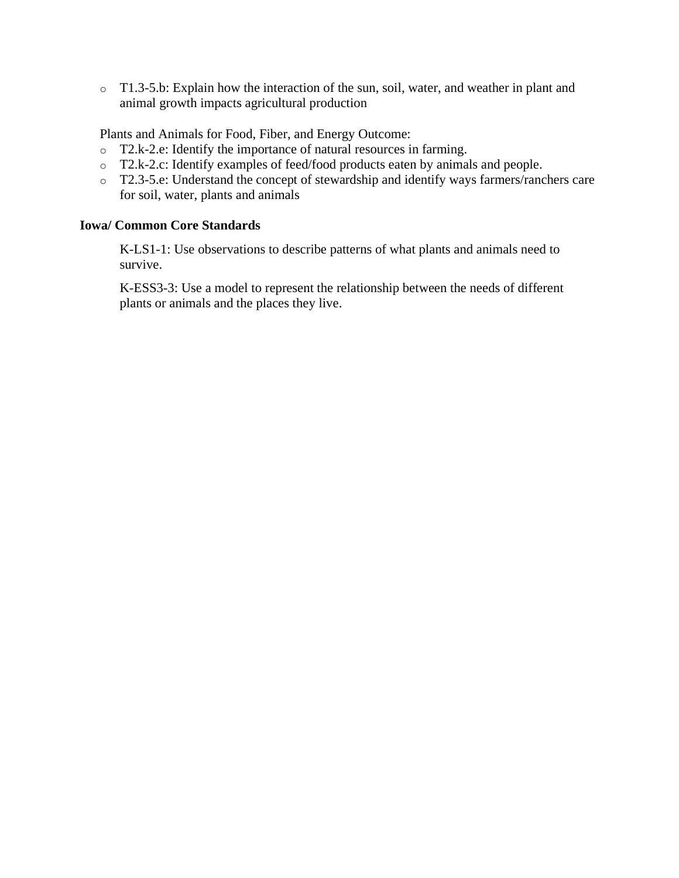- T1.3-5.b: Explain how the interaction of the sun, soil, water, and weather in plant and animal growth impacts agricultural production

Plants and Animals for Food, Fiber, and Energy Outcome:

- T2.k-2.e: Identify the importance of natural resources in farming.
- T2.k-2.c: Identify examples of feed/food products eaten by animals and people.
- T2.3-5.e: Understand the concept of stewardship and identify ways farmers/ranchers care for soil, water, plants and animals

**Iowa/ Common Core Standards**

K-LS1-1: Use observations to describe patterns of what plants and animals need to survive.

K-ESS3-3: Use a model to represent the relationship between the needs of different plants or animals and the places they live.